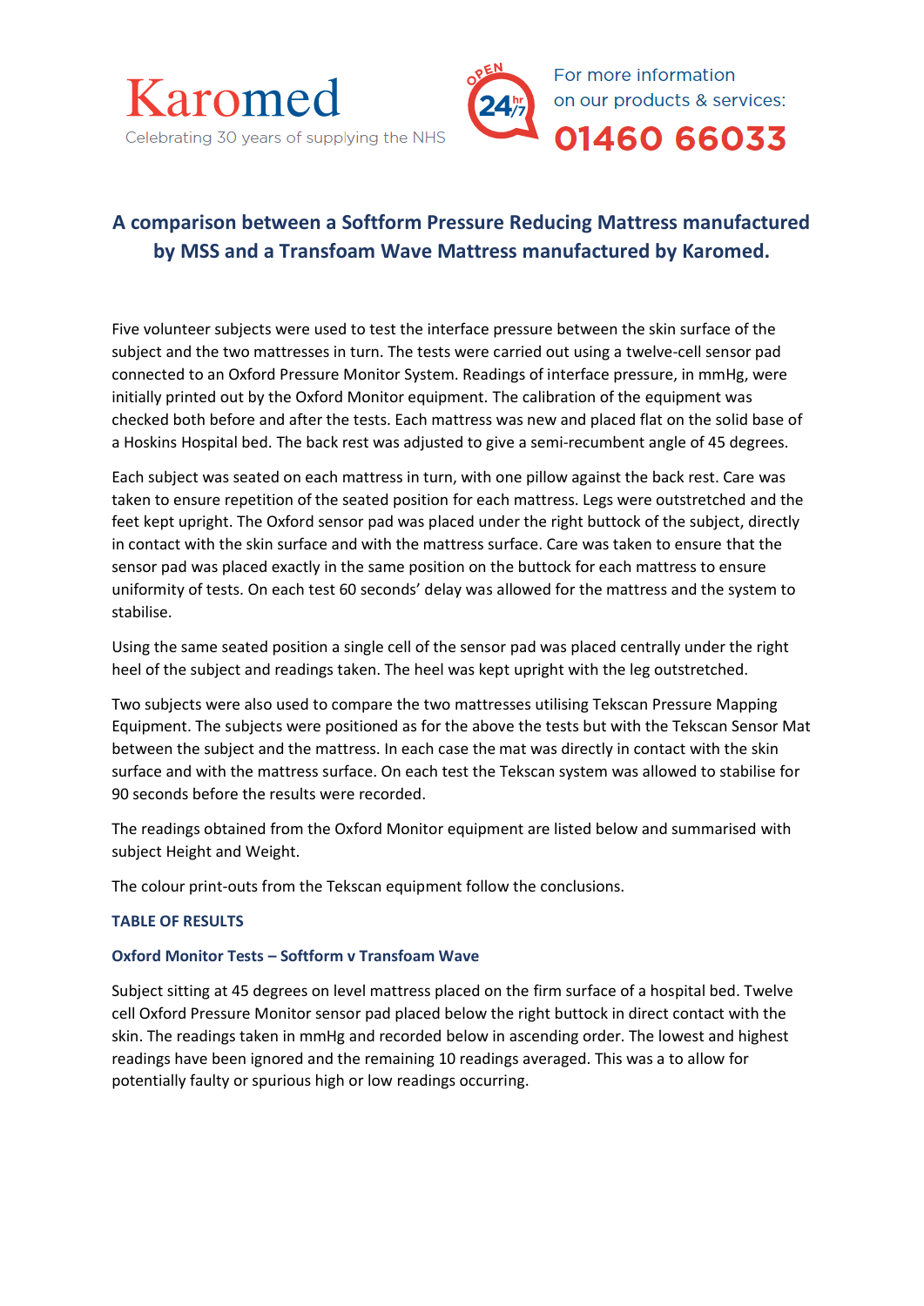Karomed

Celebrating 30 years of supplying the NHS

OPEN 24hr/7

For more information on our products & services:

**01460 66033**

## A comparison between a Softform Pressure Reducing Mattress manufactured by MSS and a Transfoam Wave Mattress manufactured by Karomed.

Five volunteer subjects were used to test the interface pressure between the skin surface of the subject and the two mattresses in turn. The tests were carried out using a twelve-cell sensor pad connected to an Oxford Pressure Monitor System. Readings of interface pressure, in mmHg, were initially printed out by the Oxford Monitor equipment. The calibration of the equipment was checked both before and after the tests. Each mattress was new and placed flat on the solid base of a Hoskins Hospital bed. The back rest was adjusted to give a semi-recumbent angle of 45 degrees.

Each subject was seated on each mattress in turn, with one pillow against the back rest. Care was taken to ensure repetition of the seated position for each mattress. Legs were outstretched and the feet kept upright. The Oxford sensor pad was placed under the right buttock of the subject, directly in contact with the skin surface and with the mattress surface. Care was taken to ensure that the sensor pad was placed exactly in the same position on the buttock for each mattress to ensure uniformity of tests. On each test 60 seconds' delay was allowed for the mattress and the system to stabilise.

Using the same seated position a single cell of the sensor pad was placed centrally under the right heel of the subject and readings taken. The heel was kept upright with the leg outstretched.

Two subjects were also used to compare the two mattresses utilising Tekscan Pressure Mapping Equipment. The subjects were positioned as for the above the tests but with the Tekscan Sensor Mat between the subject and the mattress. In each case the mat was directly in contact with the skin surface and with the mattress surface. On each test the Tekscan system was allowed to stabilise for 90 seconds before the results were recorded.

The readings obtained from the Oxford Monitor equipment are listed below and summarised with subject Height and Weight.

The colour print-outs from the Tekscan equipment follow the conclusions.

### TABLE OF RESULTS

#### Oxford Monitor Tests – Softform v Transfoam Wave

Subject sitting at 45 degrees on level mattress placed on the firm surface of a hospital bed. Twelve cell Oxford Pressure Monitor sensor pad placed below the right buttock in direct contact with the skin. The readings taken in mmHg and recorded below in ascending order. The lowest and highest readings have been ignored and the remaining 10 readings averaged. This was a to allow for potentially faulty or spurious high or low readings occurring.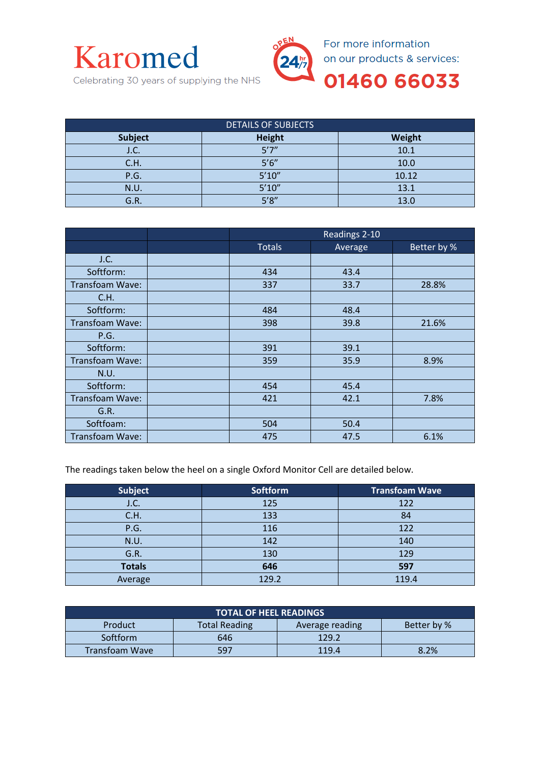# Karomed

Celebrating 30 years of supplying the NHS

OPEN 24hr/7

For more information on our products & services:

**01460 66033**

| DETAILS OF SUBJECTS | | |
|---|---|---|
| **Subject** | **Height** | **Weight** |
| J.C. | 5’7” | 10.1 |
| C.H. | 5’6” | 10.0 |
| P.G. | 5’10” | 10.12 |
| N.U. | 5’10” | 13.1 |
| G.R. | 5’8” | 13.0 |

| | | Readings 2-10 | | |
|---|---|---|---|---|
| | | Totals | Average | Better by % |
| J.C. | | | | |
| Softform: | | 434 | 43.4 | |
| Transfoam Wave: | | 337 | 33.7 | 28.8% |
| C.H. | | | | |
| Softform: | | 484 | 48.4 | |
| Transfoam Wave: | | 398 | 39.8 | 21.6% |
| P.G. | | | | |
| Softform: | | 391 | 39.1 | |
| Transfoam Wave: | | 359 | 35.9 | 8.9% |
| N.U. | | | | |
| Softform: | | 454 | 45.4 | |
| Transfoam Wave: | | 421 | 42.1 | 7.8% |
| G.R. | | | | |
| Softfoam: | | 504 | 50.4 | |
| Transfoam Wave: | | 475 | 47.5 | 6.1% |

The readings taken below the heel on a single Oxford Monitor Cell are detailed below.

| Subject | Softform | Transfoam Wave |
|---|---|---|
| J.C. | 125 | 122 |
| C.H. | 133 | 84 |
| P.G. | 116 | 122 |
| N.U. | 142 | 140 |
| G.R. | 130 | 129 |
| **Totals** | **646** | **597** |
| Average | 129.2 | 119.4 |

| TOTAL OF HEEL READINGS | | | |
|---|---|---|---|
| Product | Total Reading | Average reading | Better by % |
| Softform | 646 | 129.2 | |
| Transfoam Wave | 597 | 119.4 | 8.2% |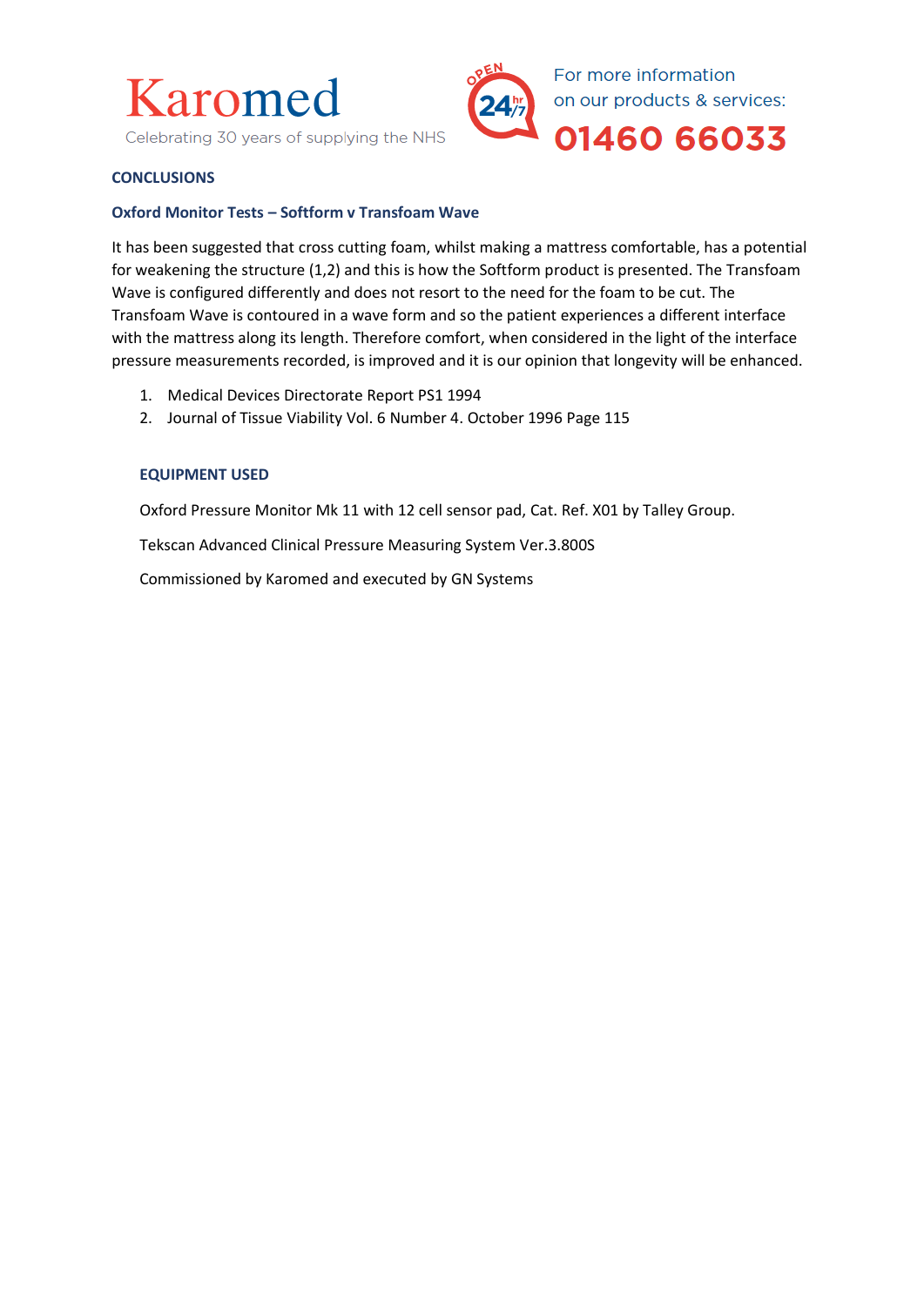## CONCLUSIONS

### Oxford Monitor Tests – Softform v Transfoam Wave

It has been suggested that cross cutting foam, whilst making a mattress comfortable, has a potential for weakening the structure (1,2) and this is how the Softform product is presented. The Transfoam Wave is configured differently and does not resort to the need for the foam to be cut. The Transfoam Wave is contoured in a wave form and so the patient experiences a different interface with the mattress along its length. Therefore comfort, when considered in the light of the interface pressure measurements recorded, is improved and it is our opinion that longevity will be enhanced.

1. Medical Devices Directorate Report PS1 1994
2. Journal of Tissue Viability Vol. 6 Number 4. October 1996 Page 115

### EQUIPMENT USED

Oxford Pressure Monitor Mk 11 with 12 cell sensor pad, Cat. Ref. X01 by Talley Group.

Tekscan Advanced Clinical Pressure Measuring System Ver.3.800S

Commissioned by Karomed and executed by GN Systems